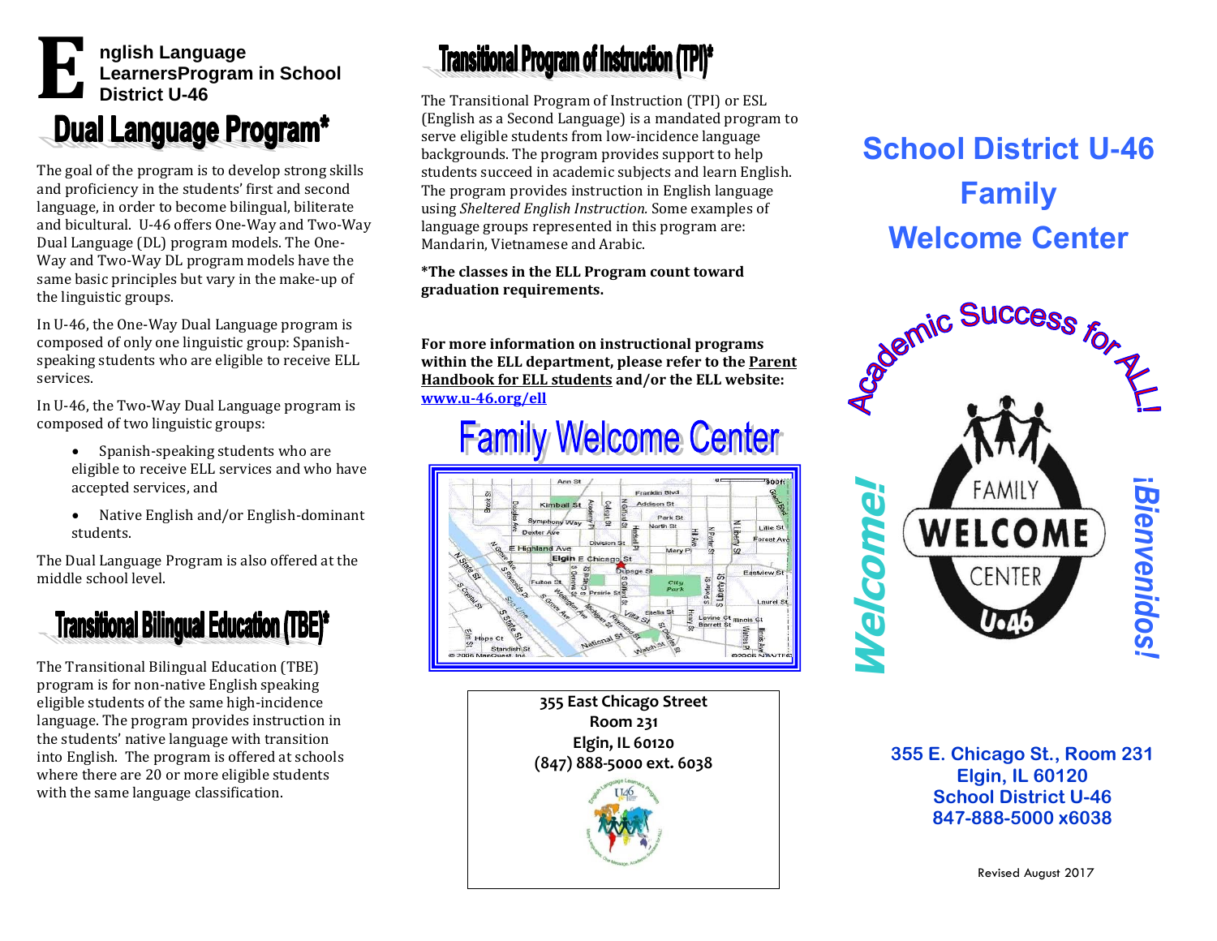# English Language LearnersProgram in School District U-46

## Dual Language Program*

The goal of the program is to develop strong skills and proficiency in the students' first and second language, in order to become bilingual, biliterate and bicultural. U-46 offers One-Way and Two-Way Dual Language (DL) program models. The One-Way and Two-Way DL program models have the same basic principles but vary in the make-up of the linguistic groups.

In U-46, the One-Way Dual Language program is composed of only one linguistic group: Spanish-speaking students who are eligible to receive ELL services.

In U-46, the Two-Way Dual Language program is composed of two linguistic groups:

- Spanish-speaking students who are eligible to receive ELL services and who have accepted services, and
- Native English and/or English-dominant students.

The Dual Language Program is also offered at the middle school level.

## Transitional Bilingual Education (TBE)*

The Transitional Bilingual Education (TBE) program is for non-native English speaking eligible students of the same high-incidence language. The program provides instruction in the students' native language with transition into English. The program is offered at schools where there are 20 or more eligible students with the same language classification.

## Transitional Program of Instruction (TPI)*

The Transitional Program of Instruction (TPI) or ESL (English as a Second Language) is a mandated program to serve eligible students from low-incidence language backgrounds. The program provides support to help students succeed in academic subjects and learn English. The program provides instruction in English language using *Sheltered English Instruction.* Some examples of language groups represented in this program are: Mandarin, Vietnamese and Arabic.

**\*The classes in the ELL Program count toward graduation requirements.**

**For more information on instructional programs within the ELL department, please refer to the <u>Parent Handbook for ELL students</u> and/or the ELL website: [www.u-46.org/ell](http://www.u-46.org/ell)**

## Family Welcome Center

**355 East Chicago Street**
**Room 231**
**Elgin, IL 60120**
**(847) 888-5000 ext. 6038**

# School District U-46 Family Welcome Center

Academic Success for ALL!

Welcome!

¡Bienvenidos!

FAMILY WELCOME CENTER U-46

**355 E. Chicago St., Room 231**
**Elgin, IL 60120**
**School District U-46**
**847-888-5000 x6038**

Revised August 2017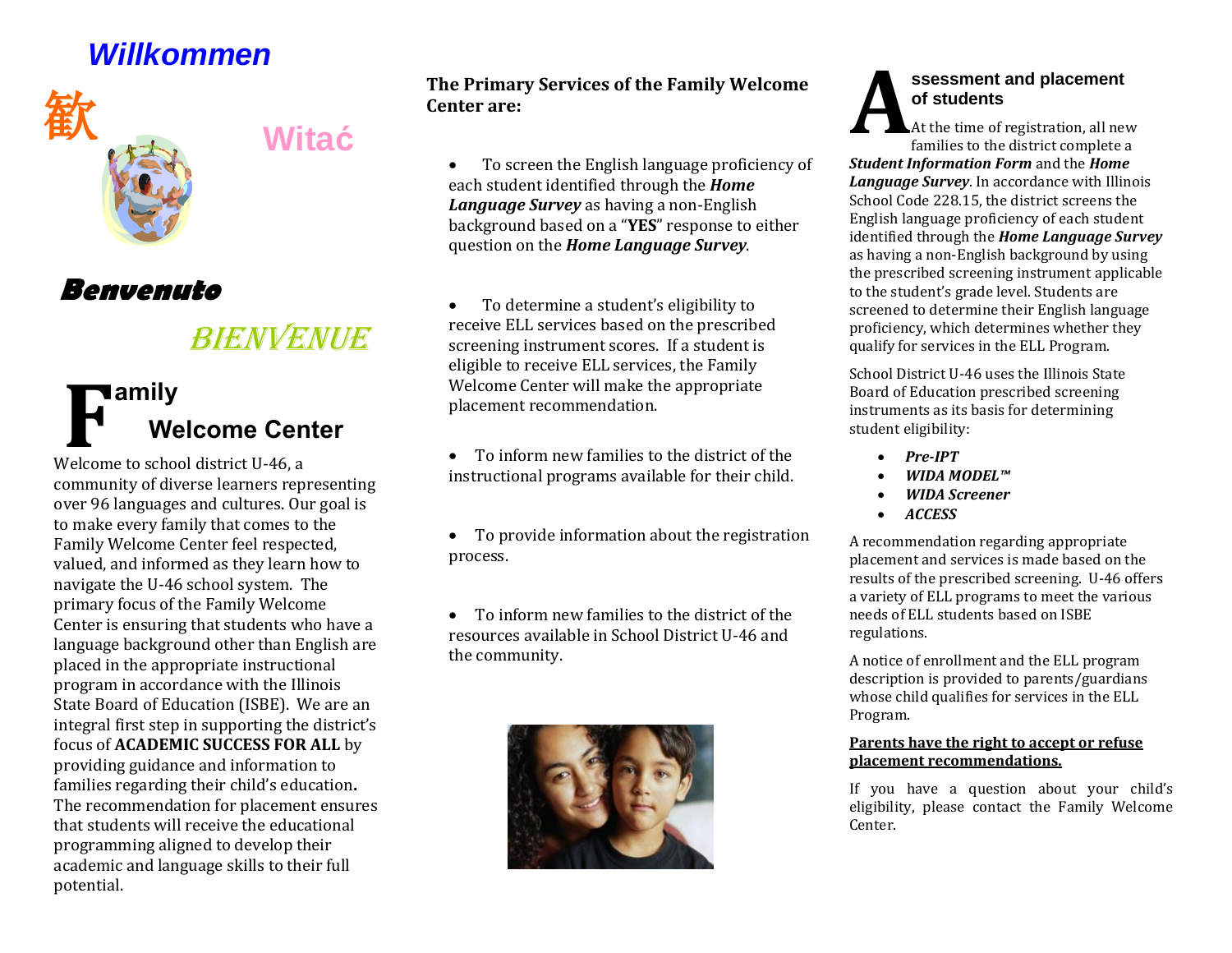*Willkommen*

歓

**Witać**

***Benvenuto***

*BIENVENUE*

## Family Welcome Center

Welcome to school district U-46, a community of diverse learners representing over 96 languages and cultures. Our goal is to make every family that comes to the Family Welcome Center feel respected, valued, and informed as they learn how to navigate the U-46 school system. The primary focus of the Family Welcome Center is ensuring that students who have a language background other than English are placed in the appropriate instructional program in accordance with the Illinois State Board of Education (ISBE). We are an integral first step in supporting the district's focus of **ACADEMIC SUCCESS FOR ALL** by providing guidance and information to families regarding their child's education**.** The recommendation for placement ensures that students will receive the educational programming aligned to develop their academic and language skills to their full potential.

### The Primary Services of the Family Welcome Center are:

- To screen the English language proficiency of each student identified through the ***Home Language Survey*** as having a non-English background based on a "**YES**" response to either question on the ***Home Language Survey***.
- To determine a student's eligibility to receive ELL services based on the prescribed screening instrument scores. If a student is eligible to receive ELL services, the Family Welcome Center will make the appropriate placement recommendation.
- To inform new families to the district of the instructional programs available for their child.
- To provide information about the registration process.
- To inform new families to the district of the resources available in School District U-46 and the community.

### Assessment and placement of students

At the time of registration, all new families to the district complete a ***Student Information Form*** and the ***Home Language Survey***. In accordance with Illinois School Code 228.15, the district screens the English language proficiency of each student identified through the ***Home Language Survey*** as having a non-English background by using the prescribed screening instrument applicable to the student's grade level. Students are screened to determine their English language proficiency, which determines whether they qualify for services in the ELL Program.

School District U-46 uses the Illinois State Board of Education prescribed screening instruments as its basis for determining student eligibility:

- ***Pre-IPT***
- ***WIDA MODEL™***
- ***WIDA Screener***
- ***ACCESS***

A recommendation regarding appropriate placement and services is made based on the results of the prescribed screening. U-46 offers a variety of ELL programs to meet the various needs of ELL students based on ISBE regulations.

A notice of enrollment and the ELL program description is provided to parents/guardians whose child qualifies for services in the ELL Program.

**Parents have the right to accept or refuse placement recommendations.**

If you have a question about your child's eligibility, please contact the Family Welcome Center.